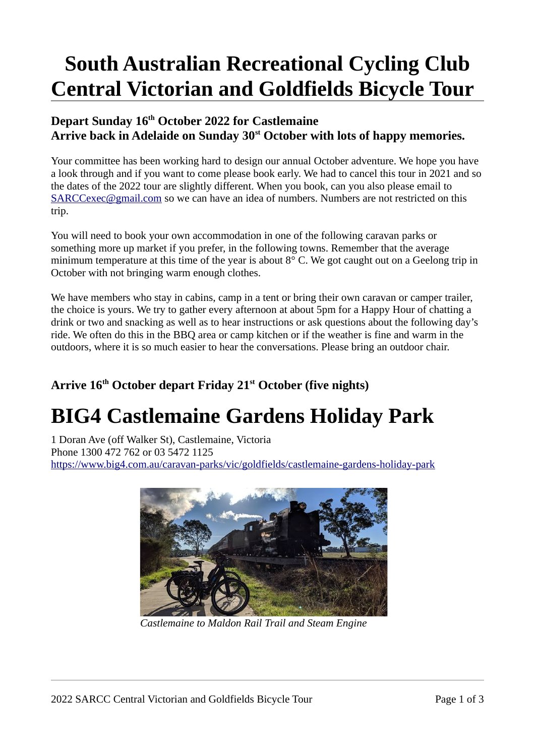# South Australian Recreational Cycling Club Central Victorian and Goldfields Bicycle Tour

**Depart Sunday 16th October 2022 for Castlemaine**
**Arrive back in Adelaide on Sunday 30st October with lots of happy memories.**

Your committee has been working hard to design our annual October adventure. We hope you have a look through and if you want to come please book early. We had to cancel this tour in 2021 and so the dates of the 2022 tour are slightly different. When you book, can you also please email to [SARCCexec@gmail.com](mailto:SARCCexec@gmail.com) so we can have an idea of numbers. Numbers are not restricted on this trip.

You will need to book your own accommodation in one of the following caravan parks or something more up market if you prefer, in the following towns. Remember that the average minimum temperature at this time of the year is about 8° C. We got caught out on a Geelong trip in October with not bringing warm enough clothes.

We have members who stay in cabins, camp in a tent or bring their own caravan or camper trailer, the choice is yours. We try to gather every afternoon at about 5pm for a Happy Hour of chatting a drink or two and snacking as well as to hear instructions or ask questions about the following day's ride. We often do this in the BBQ area or camp kitchen or if the weather is fine and warm in the outdoors, where it is so much easier to hear the conversations. Please bring an outdoor chair.

### Arrive 16th October depart Friday 21st October (five nights)

# BIG4 Castlemaine Gardens Holiday Park

1 Doran Ave (off Walker St), Castlemaine, Victoria
Phone 1300 472 762 or 03 5472 1125
[https://www.big4.com.au/caravan-parks/vic/goldfields/castlemaine-gardens-holiday-park](https://www.big4.com.au/caravan-parks/vic/goldfields/castlemaine-gardens-holiday-park)

*Castlemaine to Maldon Rail Trail and Steam Engine*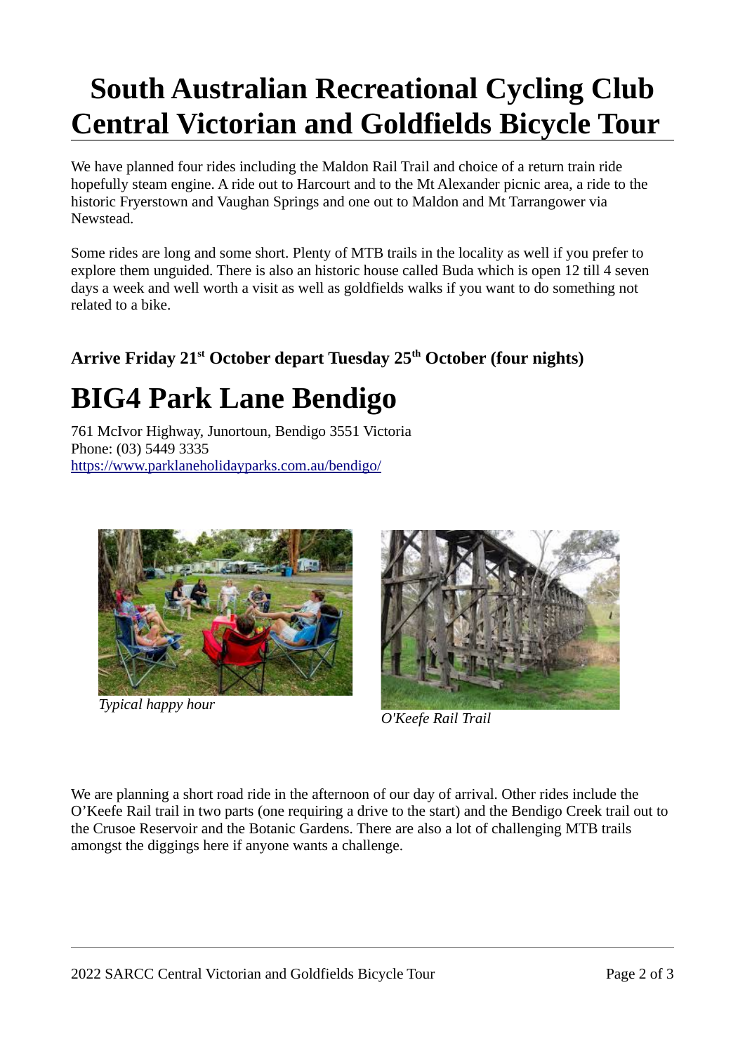# South Australian Recreational Cycling Club Central Victorian and Goldfields Bicycle Tour

We have planned four rides including the Maldon Rail Trail and choice of a return train ride hopefully steam engine. A ride out to Harcourt and to the Mt Alexander picnic area, a ride to the historic Fryerstown and Vaughan Springs and one out to Maldon and Mt Tarrangower via Newstead.

Some rides are long and some short. Plenty of MTB trails in the locality as well if you prefer to explore them unguided. There is also an historic house called Buda which is open 12 till 4 seven days a week and well worth a visit as well as goldfields walks if you want to do something not related to a bike.

### Arrive Friday 21st October depart Tuesday 25th October (four nights)

# BIG4 Park Lane Bendigo

761 McIvor Highway, Junortoun, Bendigo 3551 Victoria
Phone: (03) 5449 3335
https://www.parklaneholidayparks.com.au/bendigo/

*Typical happy hour*

*O'Keefe Rail Trail*

We are planning a short road ride in the afternoon of our day of arrival. Other rides include the O'Keefe Rail trail in two parts (one requiring a drive to the start) and the Bendigo Creek trail out to the Crusoe Reservoir and the Botanic Gardens. There are also a lot of challenging MTB trails amongst the diggings here if anyone wants a challenge.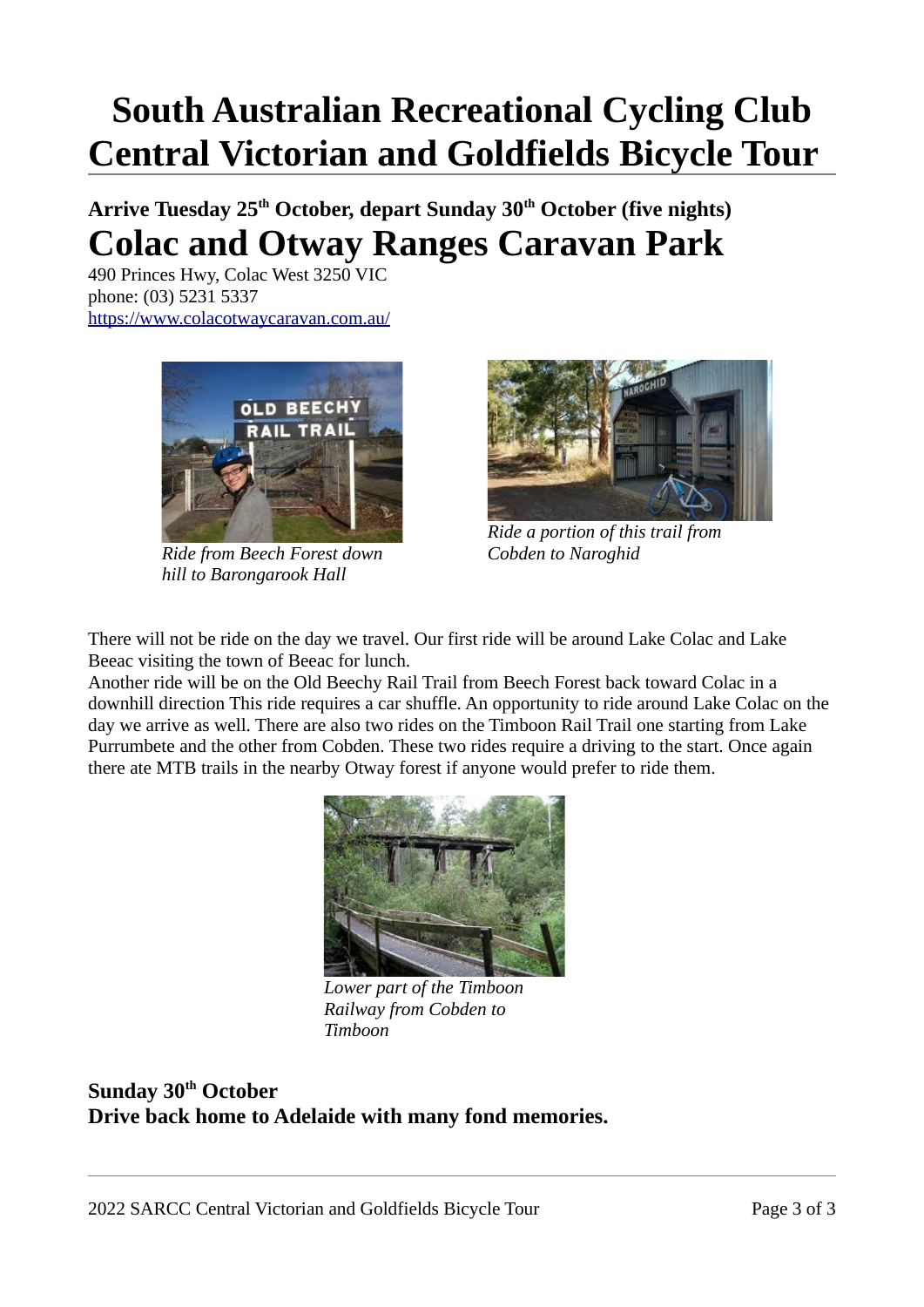# South Australian Recreational Cycling Club Central Victorian and Goldfields Bicycle Tour

**Arrive Tuesday 25th October, depart Sunday 30th October (five nights)**

# Colac and Otway Ranges Caravan Park

490 Princes Hwy, Colac West 3250 VIC
phone: (03) 5231 5337
https://www.colacotwaycaravan.com.au/

*Ride from Beech Forest down hill to Barongarook Hall*

*Ride a portion of this trail from Cobden to Naroghid*

There will not be ride on the day we travel. Our first ride will be around Lake Colac and Lake Beeac visiting the town of Beeac for lunch.
Another ride will be on the Old Beechy Rail Trail from Beech Forest back toward Colac in a downhill direction This ride requires a car shuffle. An opportunity to ride around Lake Colac on the day we arrive as well. There are also two rides on the Timboon Rail Trail one starting from Lake Purrumbete and the other from Cobden. These two rides require a driving to the start. Once again there ate MTB trails in the nearby Otway forest if anyone would prefer to ride them.

*Lower part of the Timboon Railway from Cobden to Timboon*

**Sunday 30th October**
**Drive back home to Adelaide with many fond memories.**